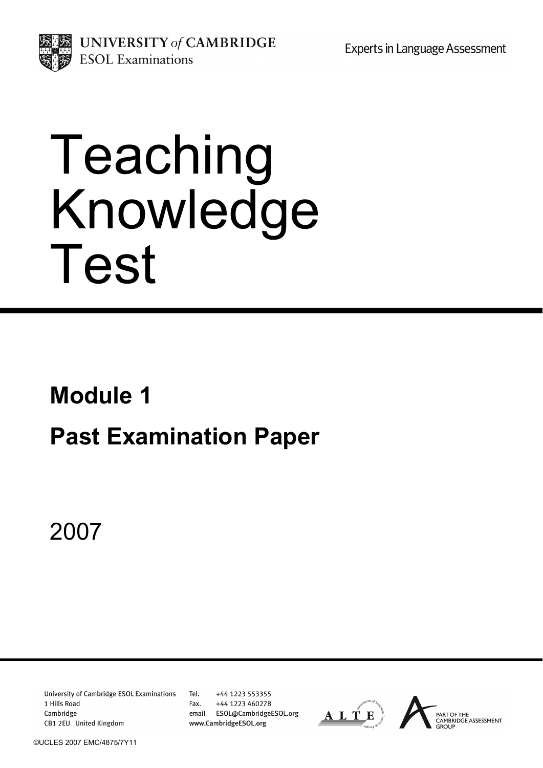UNIVERSITY of CAMBRIDGE
ESOL Examinations

Experts in Language Assessment

# Teaching Knowledge Test

## Module 1

## Past Examination Paper

2007

University of Cambridge ESOL Examinations
1 Hills Road
Cambridge
CB1 2EU United Kingdom

Tel. +44 1223 553355
Fax. +44 1223 460278
email ESOL@CambridgeESOL.org
www.CambridgeESOL.org

PART OF THE CAMBRIDGE ASSESSMENT GROUP

©UCLES 2007 EMC/4875/7Y11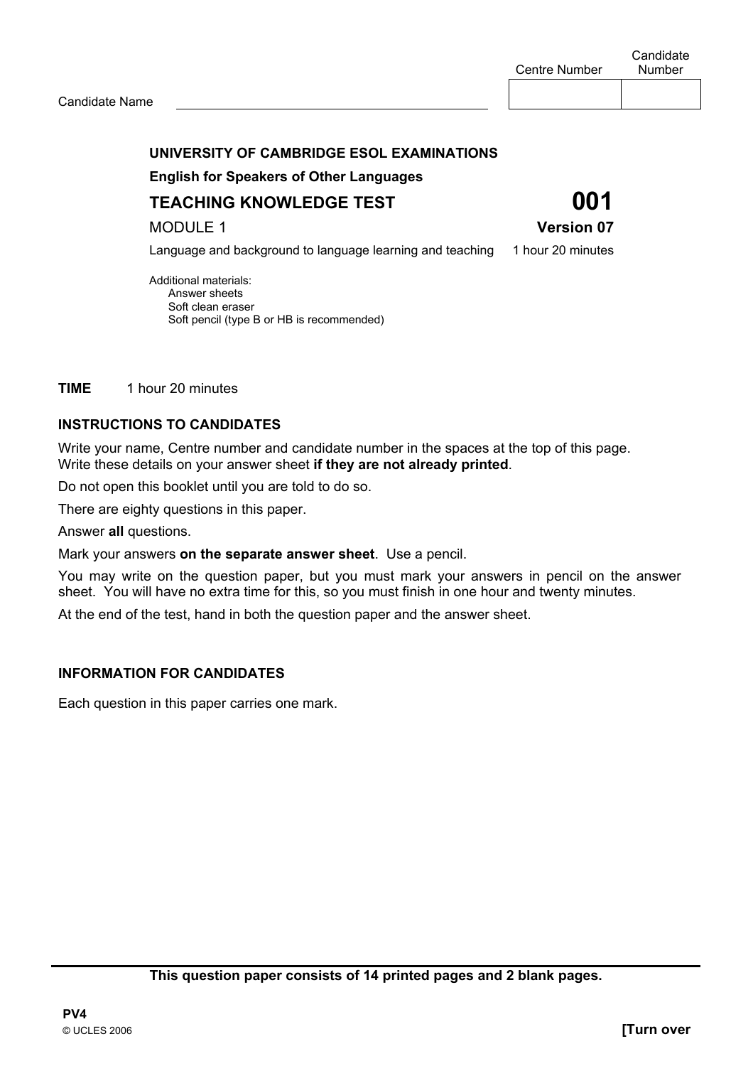| | Centre Number | Candidate Number |
|---|---|---|
| Candidate Name | | |

**UNIVERSITY OF CAMBRIDGE ESOL EXAMINATIONS**

**English for Speakers of Other Languages**

**TEACHING KNOWLEDGE TEST** **001**

MODULE 1 **Version 07**

Language and background to language learning and teaching 1 hour 20 minutes

Additional materials:
- Answer sheets
- Soft clean eraser
- Soft pencil (type B or HB is recommended)

**TIME** 1 hour 20 minutes

**INSTRUCTIONS TO CANDIDATES**

Write your name, Centre number and candidate number in the spaces at the top of this page.
Write these details on your answer sheet **if they are not already printed**.

Do not open this booklet until you are told to do so.

There are eighty questions in this paper.

Answer **all** questions.

Mark your answers **on the separate answer sheet**. Use a pencil.

You may write on the question paper, but you must mark your answers in pencil on the answer sheet. You will have no extra time for this, so you must finish in one hour and twenty minutes.

At the end of the test, hand in both the question paper and the answer sheet.

**INFORMATION FOR CANDIDATES**

Each question in this paper carries one mark.

**This question paper consists of 14 printed pages and 2 blank pages.**

**PV4**

© UCLES 2006 **[Turn over**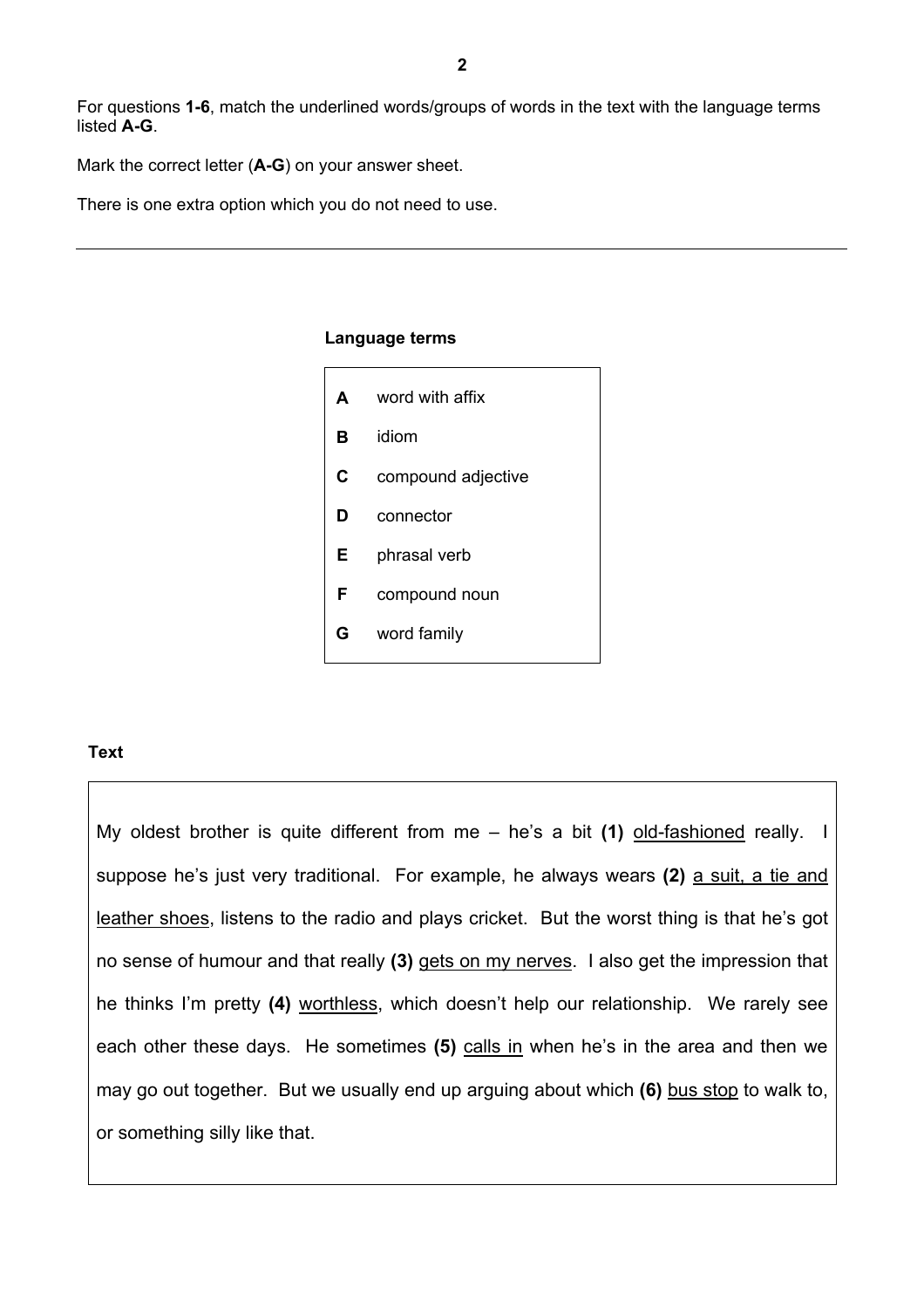For questions **1-6**, match the underlined words/groups of words in the text with the language terms listed **A-G**.

Mark the correct letter (**A-G**) on your answer sheet.

There is one extra option which you do not need to use.

---

**Language terms**

| | |
|---|---|
| **A** | word with affix |
| **B** | idiom |
| **C** | compound adjective |
| **D** | connector |
| **E** | phrasal verb |
| **F** | compound noun |
| **G** | word family |

**Text**

My oldest brother is quite different from me – he's a bit **(1)** <u>old-fashioned</u> really. I suppose he's just very traditional. For example, he always wears **(2)** <u>a suit, a tie and leather shoes</u>, listens to the radio and plays cricket. But the worst thing is that he's got no sense of humour and that really **(3)** <u>gets on my nerves</u>. I also get the impression that he thinks I'm pretty **(4)** <u>worthless</u>, which doesn't help our relationship. We rarely see each other these days. He sometimes **(5)** <u>calls in</u> when he's in the area and then we may go out together. But we usually end up arguing about which **(6)** <u>bus stop</u> to walk to, or something silly like that.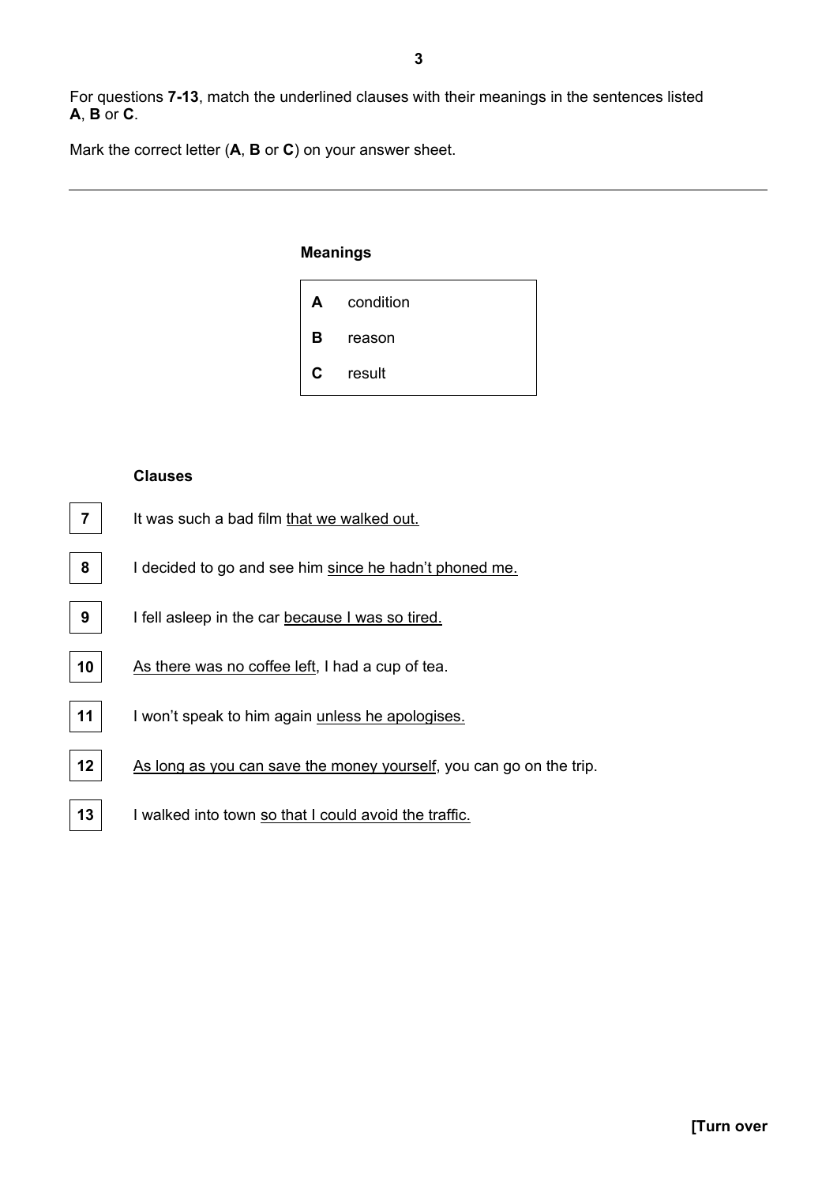For questions **7-13**, match the underlined clauses with their meanings in the sentences listed **A**, **B** or **C**.

Mark the correct letter (**A**, **B** or **C**) on your answer sheet.

---

**Meanings**

| | |
|---|---|
| **A** | condition |
| **B** | reason |
| **C** | result |

**Clauses**

**7** It was such a bad film <u>that we walked out.</u>

**8** I decided to go and see him <u>since he hadn't phoned me.</u>

**9** I fell asleep in the car <u>because I was so tired.</u>

**10** <u>As there was no coffee left</u>, I had a cup of tea.

**11** I won't speak to him again <u>unless he apologises.</u>

**12** <u>As long as you can save the money yourself</u>, you can go on the trip.

**13** I walked into town <u>so that I could avoid the traffic.</u>

**[Turn over**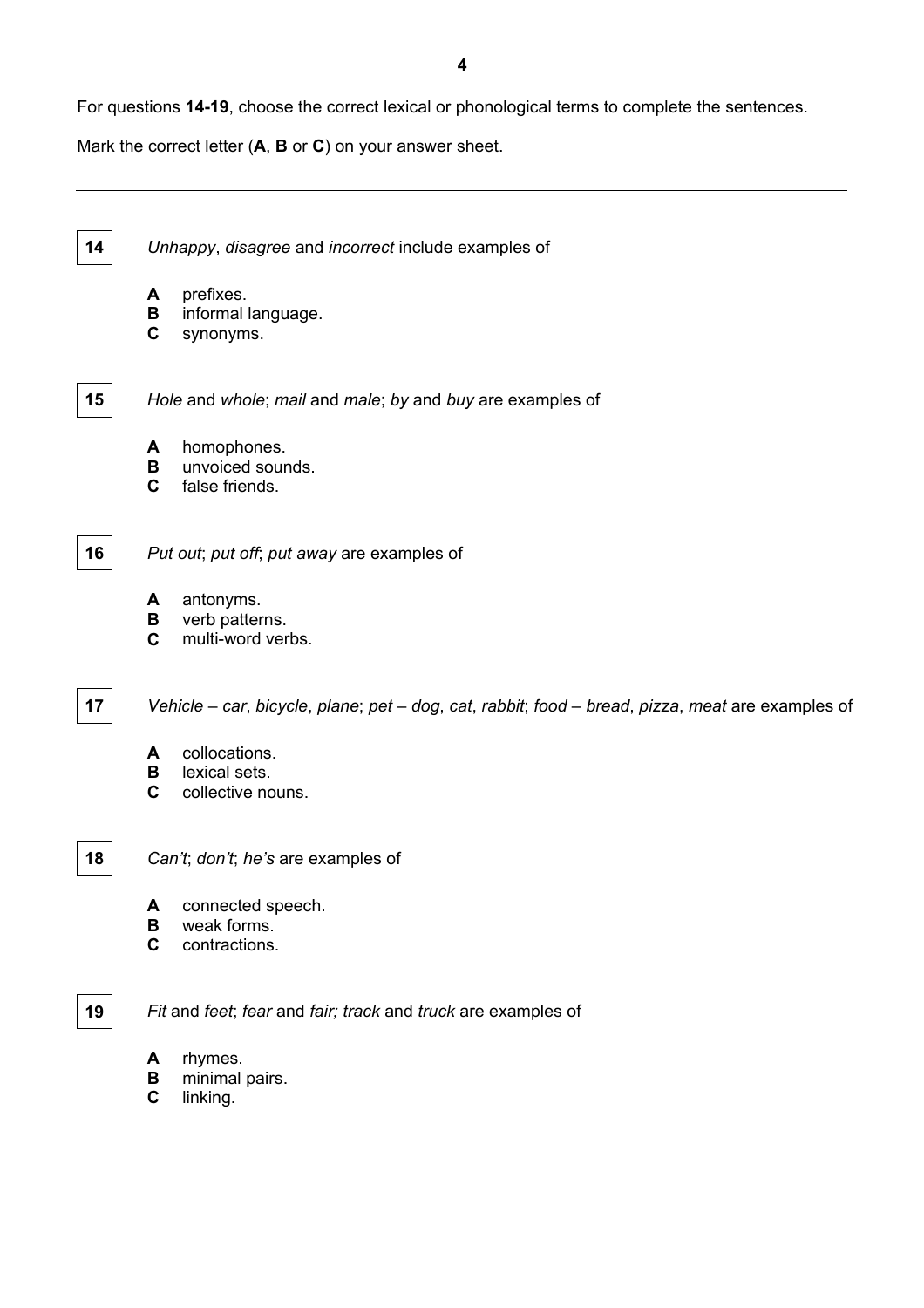For questions **14-19**, choose the correct lexical or phonological terms to complete the sentences.

Mark the correct letter (**A**, **B** or **C**) on your answer sheet.

---

**14** *Unhappy*, *disagree* and *incorrect* include examples of

**A** prefixes.
**B** informal language.
**C** synonyms.

**15** *Hole* and *whole*; *mail* and *male*; *by* and *buy* are examples of

**A** homophones.
**B** unvoiced sounds.
**C** false friends.

**16** *Put out*; *put off*; *put away* are examples of

**A** antonyms.
**B** verb patterns.
**C** multi-word verbs.

**17** *Vehicle* – *car*, *bicycle*, *plane*; *pet* – *dog*, *cat*, *rabbit*; *food* – *bread*, *pizza*, *meat* are examples of

**A** collocations.
**B** lexical sets.
**C** collective nouns.

**18** *Can't*; *don't*; *he's* are examples of

**A** connected speech.
**B** weak forms.
**C** contractions.

**19** *Fit* and *feet*; *fear* and *fair; track* and *truck* are examples of

**A** rhymes.
**B** minimal pairs.
**C** linking.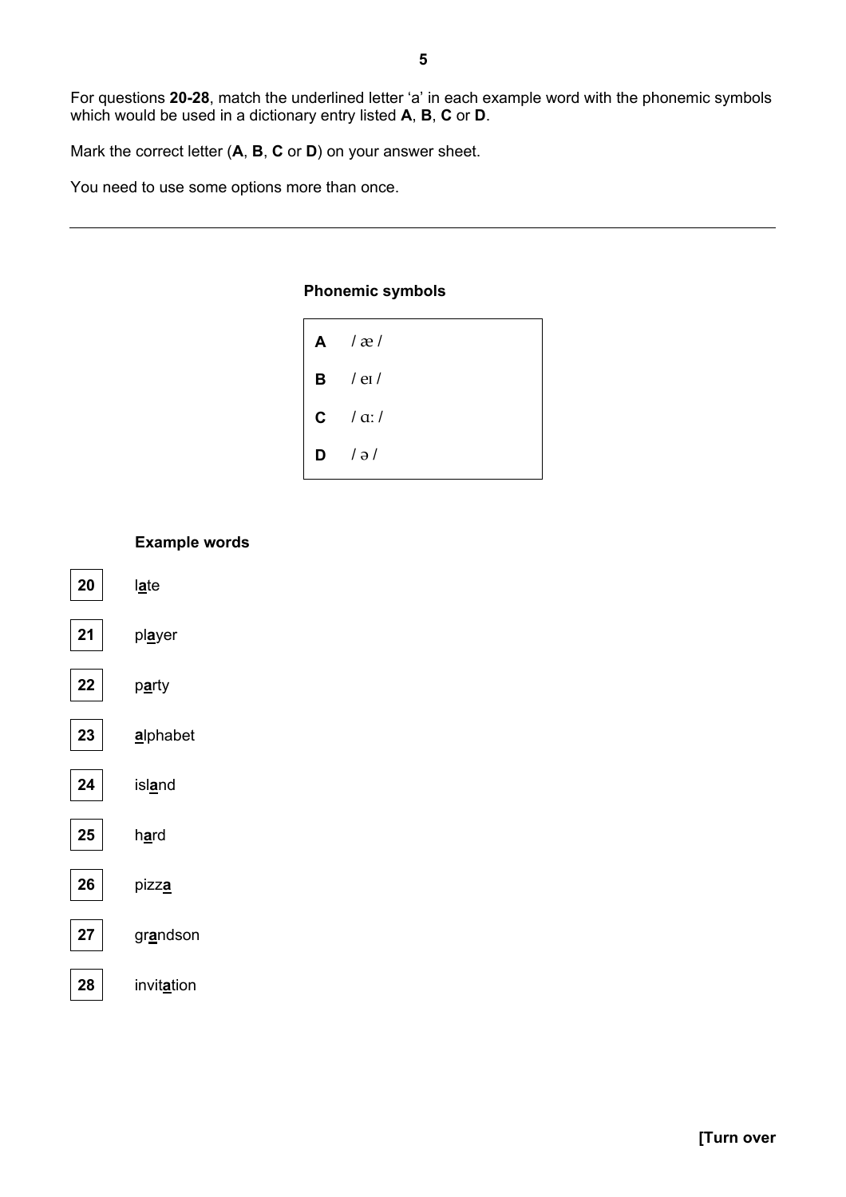For questions **20-28**, match the underlined letter 'a' in each example word with the phonemic symbols which would be used in a dictionary entry listed **A**, **B**, **C** or **D**.

Mark the correct letter (**A**, **B**, **C** or **D**) on your answer sheet.

You need to use some options more than once.

---

**Phonemic symbols**

| | |
|---|---|
| **A** | / æ / |
| **B** | / eɪ / |
| **C** | / ɑː / |
| **D** | / ə / |

**Example words**

| | |
|---|---|
| **20** | l**a**te |
| **21** | pl**a**yer |
| **22** | p**a**rty |
| **23** | **a**lphabet |
| **24** | isl**a**nd |
| **25** | h**a**rd |
| **26** | pizz**a** |
| **27** | gr**a**ndson |
| **28** | invit**a**tion |

**[Turn over**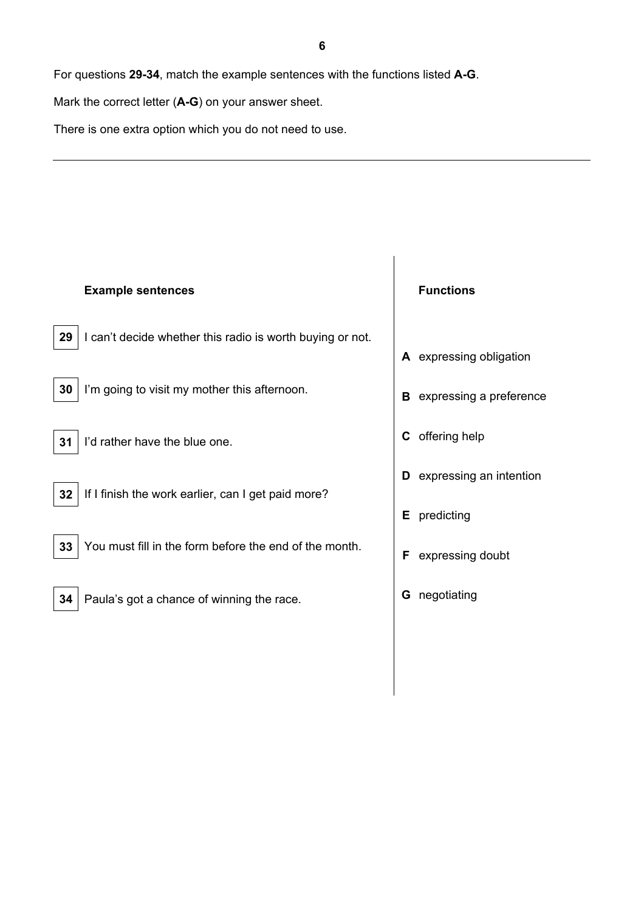For questions **29-34**, match the example sentences with the functions listed **A-G**.

Mark the correct letter (**A-G**) on your answer sheet.

There is one extra option which you do not need to use.

---

**Example sentences**

**29** I can't decide whether this radio is worth buying or not.

**30** I'm going to visit my mother this afternoon.

**31** I'd rather have the blue one.

**32** If I finish the work earlier, can I get paid more?

**33** You must fill in the form before the end of the month.

**34** Paula's got a chance of winning the race.

**Functions**

**A** expressing obligation

**B** expressing a preference

**C** offering help

**D** expressing an intention

**E** predicting

**F** expressing doubt

**G** negotiating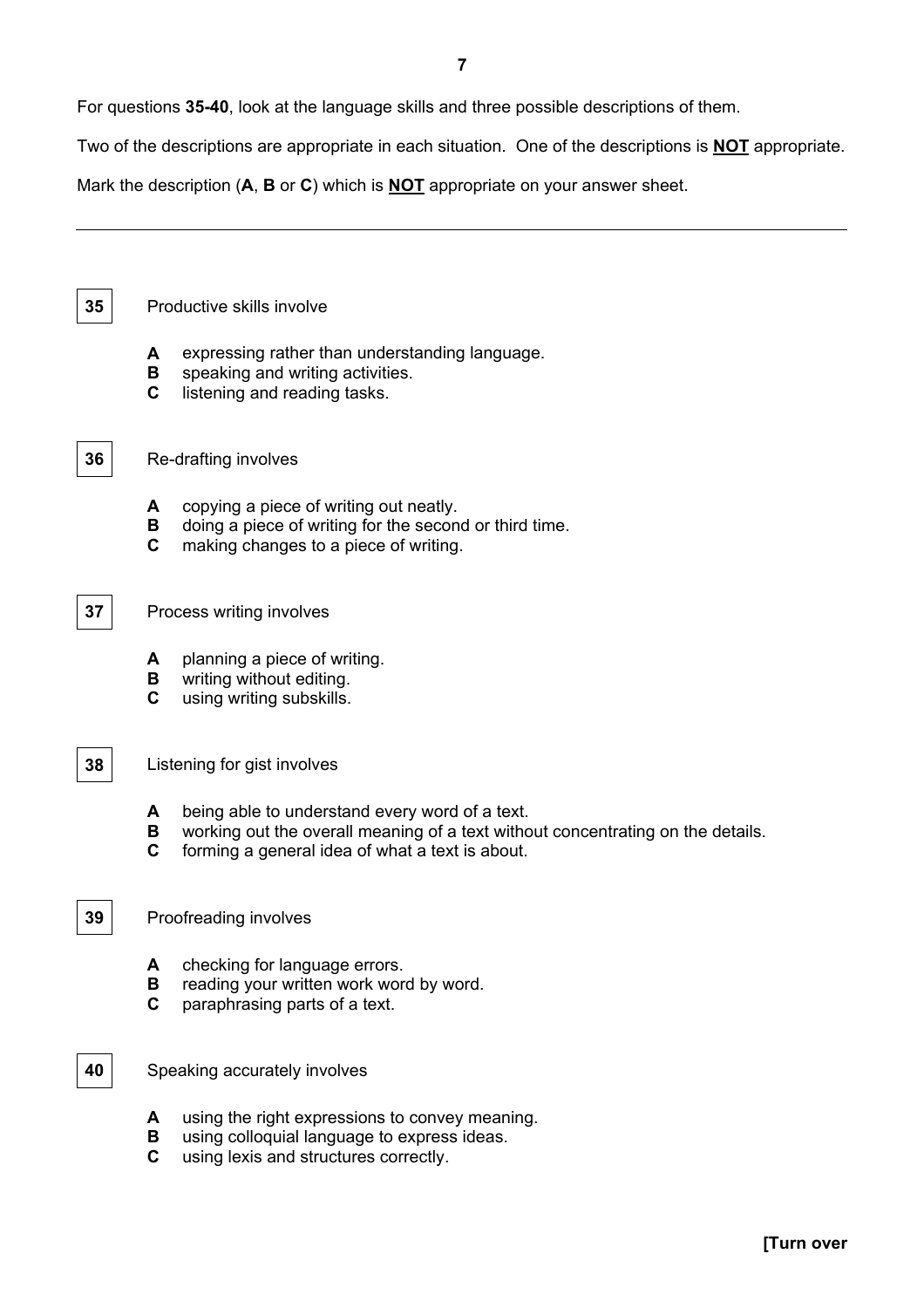For questions **35-40**, look at the language skills and three possible descriptions of them.

Two of the descriptions are appropriate in each situation. One of the descriptions is **NOT** appropriate.

Mark the description (**A**, **B** or **C**) which is **NOT** appropriate on your answer sheet.

---

**35** Productive skills involve

- **A** expressing rather than understanding language.
- **B** speaking and writing activities.
- **C** listening and reading tasks.

**36** Re-drafting involves

- **A** copying a piece of writing out neatly.
- **B** doing a piece of writing for the second or third time.
- **C** making changes to a piece of writing.

**37** Process writing involves

- **A** planning a piece of writing.
- **B** writing without editing.
- **C** using writing subskills.

**38** Listening for gist involves

- **A** being able to understand every word of a text.
- **B** working out the overall meaning of a text without concentrating on the details.
- **C** forming a general idea of what a text is about.

**39** Proofreading involves

- **A** checking for language errors.
- **B** reading your written work word by word.
- **C** paraphrasing parts of a text.

**40** Speaking accurately involves

- **A** using the right expressions to convey meaning.
- **B** using colloquial language to express ideas.
- **C** using lexis and structures correctly.

**[Turn over**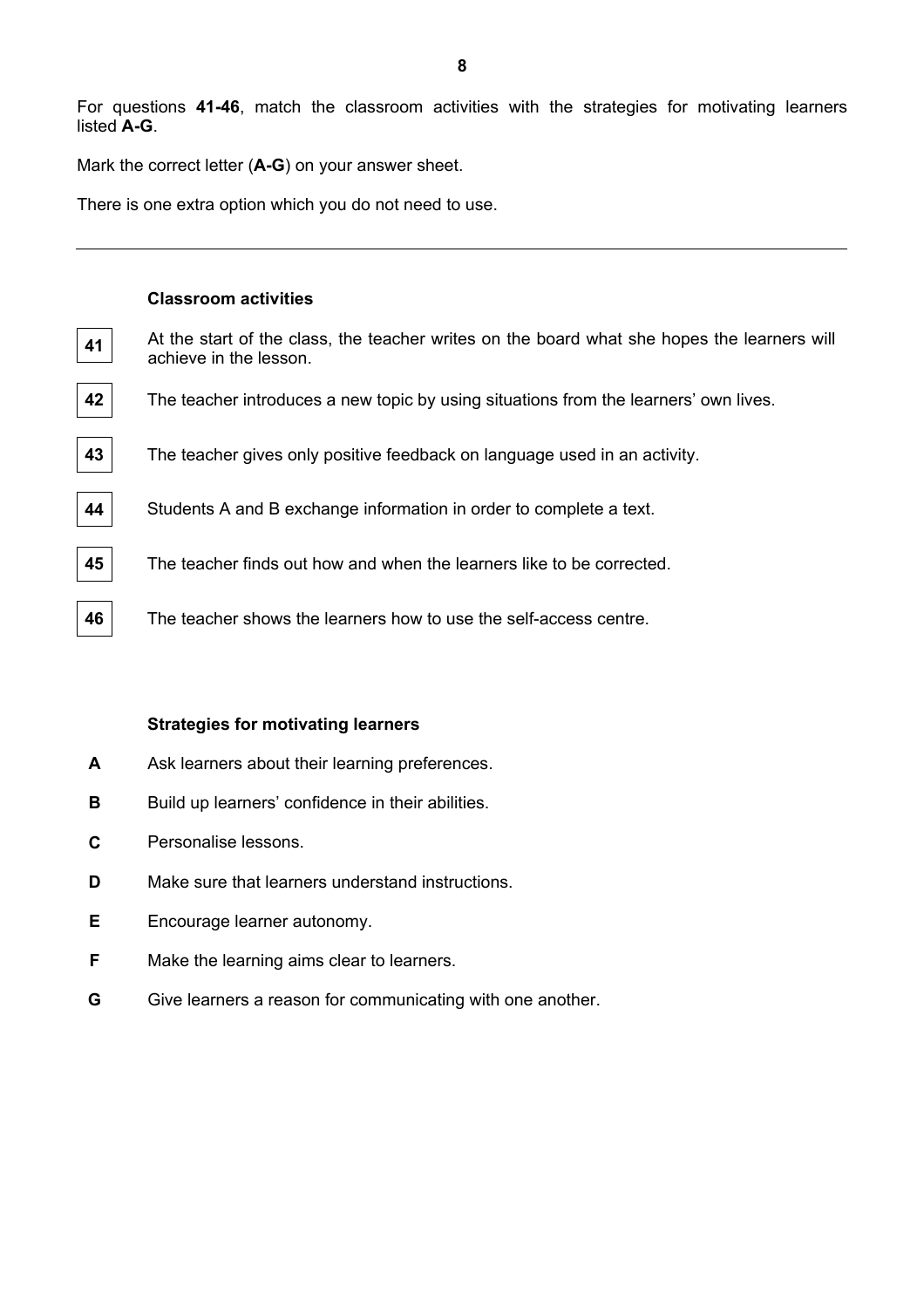For questions **41-46**, match the classroom activities with the strategies for motivating learners listed **A-G**.

Mark the correct letter (**A-G**) on your answer sheet.

There is one extra option which you do not need to use.

---

**Classroom activities**

**41** At the start of the class, the teacher writes on the board what she hopes the learners will achieve in the lesson.

**42** The teacher introduces a new topic by using situations from the learners' own lives.

**43** The teacher gives only positive feedback on language used in an activity.

**44** Students A and B exchange information in order to complete a text.

**45** The teacher finds out how and when the learners like to be corrected.

**46** The teacher shows the learners how to use the self-access centre.

**Strategies for motivating learners**

**A** Ask learners about their learning preferences.

**B** Build up learners' confidence in their abilities.

**C** Personalise lessons.

**D** Make sure that learners understand instructions.

**E** Encourage learner autonomy.

**F** Make the learning aims clear to learners.

**G** Give learners a reason for communicating with one another.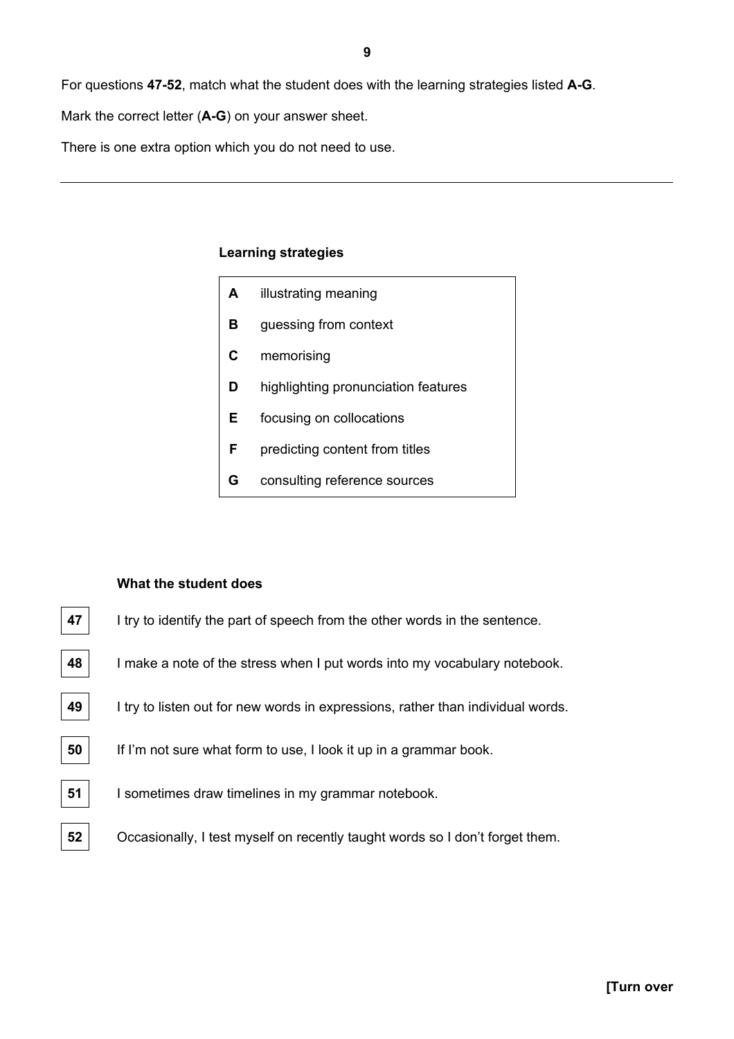For questions **47-52**, match what the student does with the learning strategies listed **A-G**.

Mark the correct letter (**A-G**) on your answer sheet.

There is one extra option which you do not need to use.

---

**Learning strategies**

| | |
|---|---|
| **A** | illustrating meaning |
| **B** | guessing from context |
| **C** | memorising |
| **D** | highlighting pronunciation features |
| **E** | focusing on collocations |
| **F** | predicting content from titles |
| **G** | consulting reference sources |

**What the student does**

**47** I try to identify the part of speech from the other words in the sentence.

**48** I make a note of the stress when I put words into my vocabulary notebook.

**49** I try to listen out for new words in expressions, rather than individual words.

**50** If I'm not sure what form to use, I look it up in a grammar book.

**51** I sometimes draw timelines in my grammar notebook.

**52** Occasionally, I test myself on recently taught words so I don't forget them.

**[Turn over**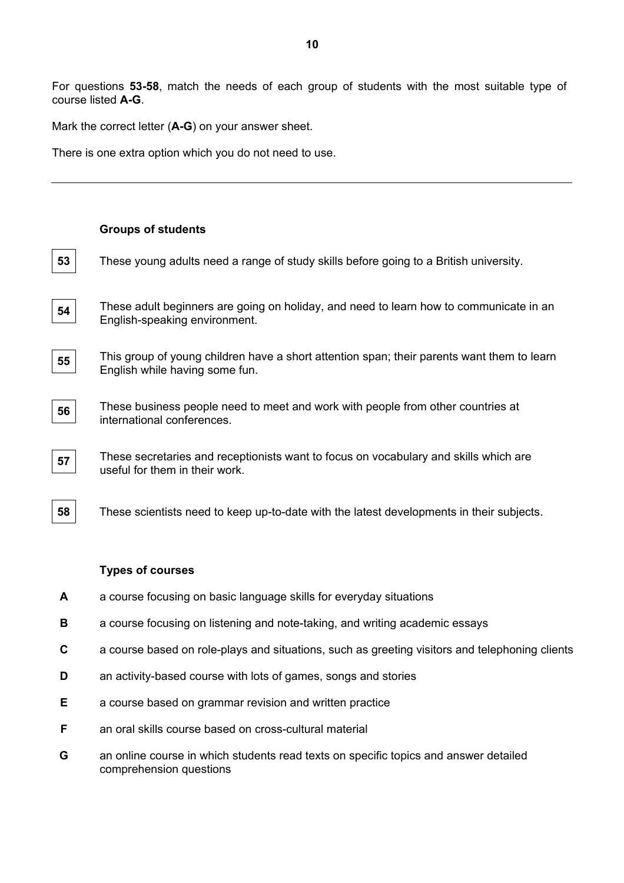For questions **53-58**, match the needs of each group of students with the most suitable type of course listed **A-G**.

Mark the correct letter (**A-G**) on your answer sheet.

There is one extra option which you do not need to use.

---

**Groups of students**

**53** These young adults need a range of study skills before going to a British university.

**54** These adult beginners are going on holiday, and need to learn how to communicate in an English-speaking environment.

**55** This group of young children have a short attention span; their parents want them to learn English while having some fun.

**56** These business people need to meet and work with people from other countries at international conferences.

**57** These secretaries and receptionists want to focus on vocabulary and skills which are useful for them in their work.

**58** These scientists need to keep up-to-date with the latest developments in their subjects.

**Types of courses**

**A** a course focusing on basic language skills for everyday situations

**B** a course focusing on listening and note-taking, and writing academic essays

**C** a course based on role-plays and situations, such as greeting visitors and telephoning clients

**D** an activity-based course with lots of games, songs and stories

**E** a course based on grammar revision and written practice

**F** an oral skills course based on cross-cultural material

**G** an online course in which students read texts on specific topics and answer detailed comprehension questions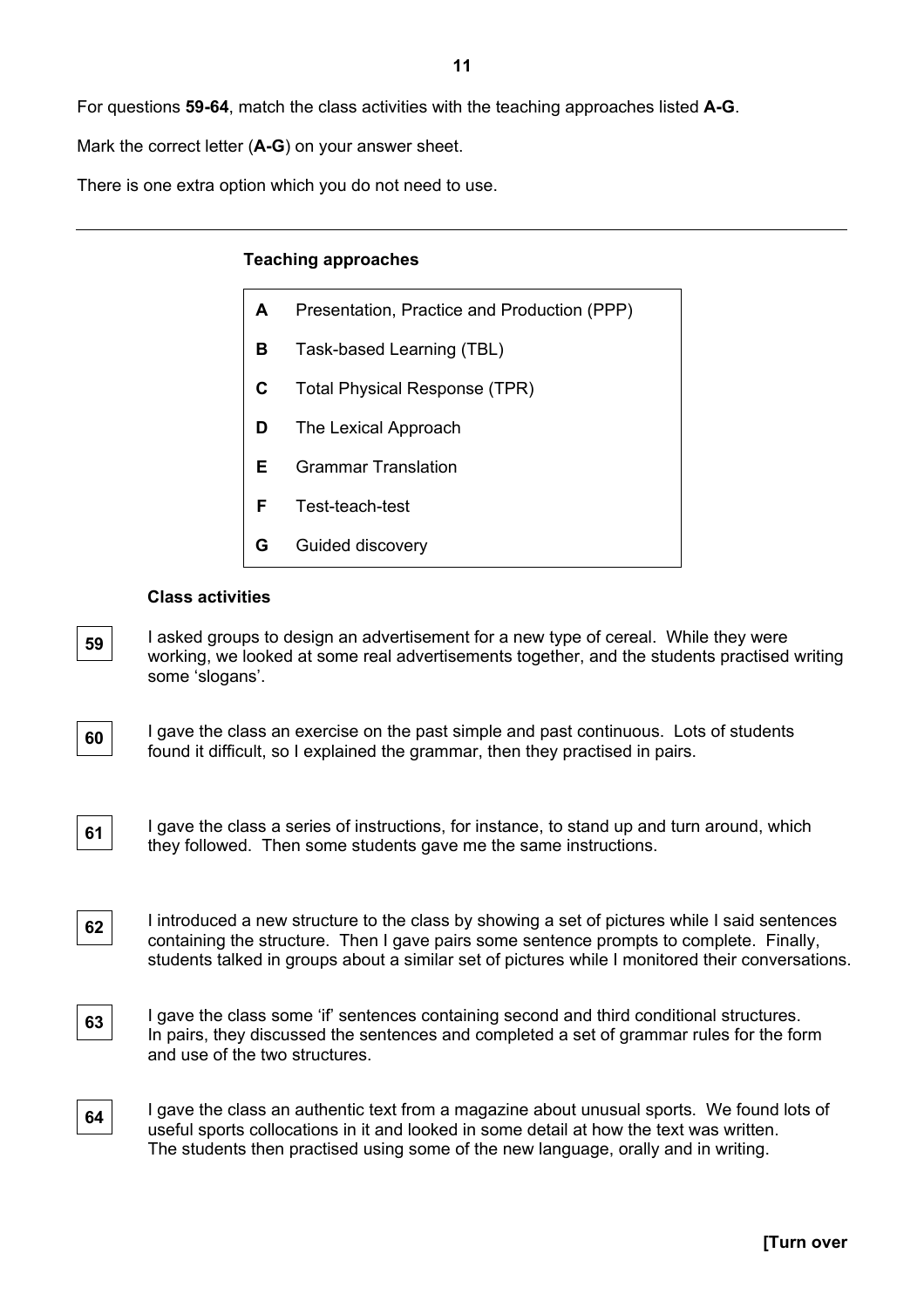For questions **59-64**, match the class activities with the teaching approaches listed **A-G**.

Mark the correct letter (**A-G**) on your answer sheet.

There is one extra option which you do not need to use.

---

**Teaching approaches**

**A** Presentation, Practice and Production (PPP)

**B** Task-based Learning (TBL)

**C** Total Physical Response (TPR)

**D** The Lexical Approach

**E** Grammar Translation

**F** Test-teach-test

**G** Guided discovery

**Class activities**

**59** I asked groups to design an advertisement for a new type of cereal. While they were working, we looked at some real advertisements together, and the students practised writing some 'slogans'.

**60** I gave the class an exercise on the past simple and past continuous. Lots of students found it difficult, so I explained the grammar, then they practised in pairs.

**61** I gave the class a series of instructions, for instance, to stand up and turn around, which they followed. Then some students gave me the same instructions.

**62** I introduced a new structure to the class by showing a set of pictures while I said sentences containing the structure. Then I gave pairs some sentence prompts to complete. Finally, students talked in groups about a similar set of pictures while I monitored their conversations.

**63** I gave the class some 'if' sentences containing second and third conditional structures. In pairs, they discussed the sentences and completed a set of grammar rules for the form and use of the two structures.

**64** I gave the class an authentic text from a magazine about unusual sports. We found lots of useful sports collocations in it and looked in some detail at how the text was written. The students then practised using some of the new language, orally and in writing.

**[Turn over**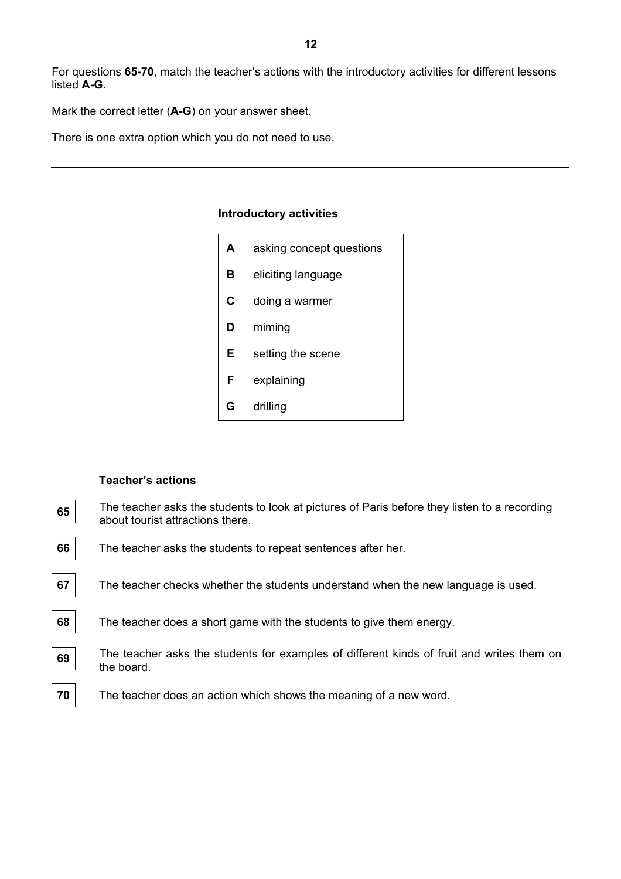For questions **65-70**, match the teacher's actions with the introductory activities for different lessons listed **A-G**.

Mark the correct letter (**A-G**) on your answer sheet.

There is one extra option which you do not need to use.

---

**Introductory activities**

| | |
|---|---|
| **A** | asking concept questions |
| **B** | eliciting language |
| **C** | doing a warmer |
| **D** | miming |
| **E** | setting the scene |
| **F** | explaining |
| **G** | drilling |

**Teacher's actions**

**65** The teacher asks the students to look at pictures of Paris before they listen to a recording about tourist attractions there.

**66** The teacher asks the students to repeat sentences after her.

**67** The teacher checks whether the students understand when the new language is used.

**68** The teacher does a short game with the students to give them energy.

**69** The teacher asks the students for examples of different kinds of fruit and writes them on the board.

**70** The teacher does an action which shows the meaning of a new word.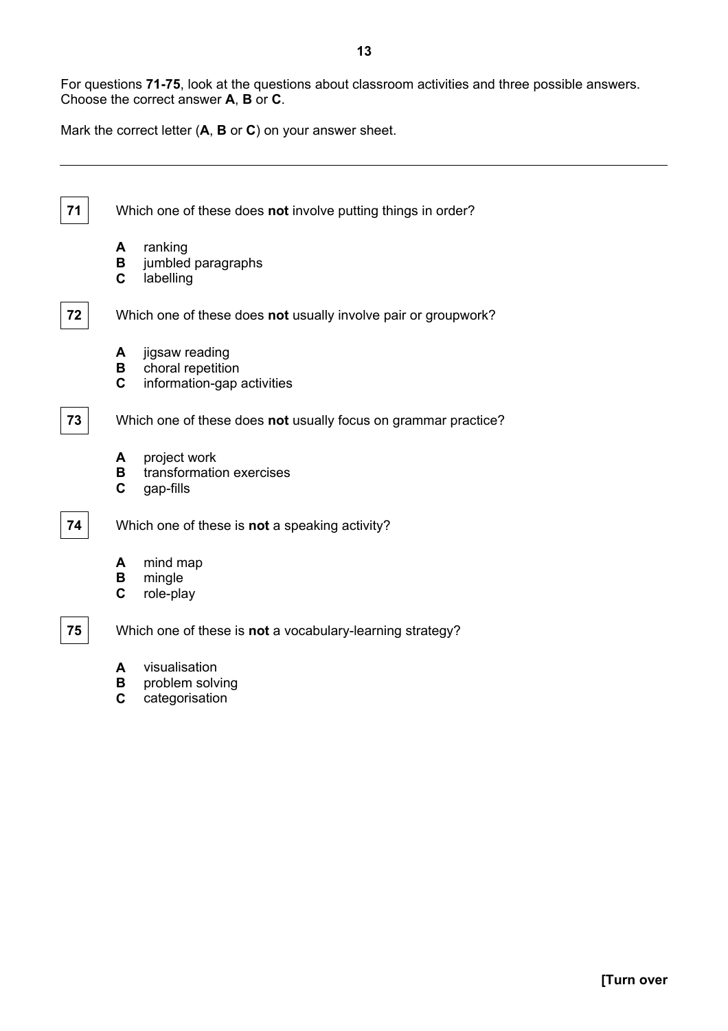For questions **71-75**, look at the questions about classroom activities and three possible answers. Choose the correct answer **A**, **B** or **C**.

Mark the correct letter (**A**, **B** or **C**) on your answer sheet.

---

**71** Which one of these does **not** involve putting things in order?

- **A** ranking
- **B** jumbled paragraphs
- **C** labelling

**72** Which one of these does **not** usually involve pair or groupwork?

- **A** jigsaw reading
- **B** choral repetition
- **C** information-gap activities

**73** Which one of these does **not** usually focus on grammar practice?

- **A** project work
- **B** transformation exercises
- **C** gap-fills

**74** Which one of these is **not** a speaking activity?

- **A** mind map
- **B** mingle
- **C** role-play

**75** Which one of these is **not** a vocabulary-learning strategy?

- **A** visualisation
- **B** problem solving
- **C** categorisation

**[Turn over**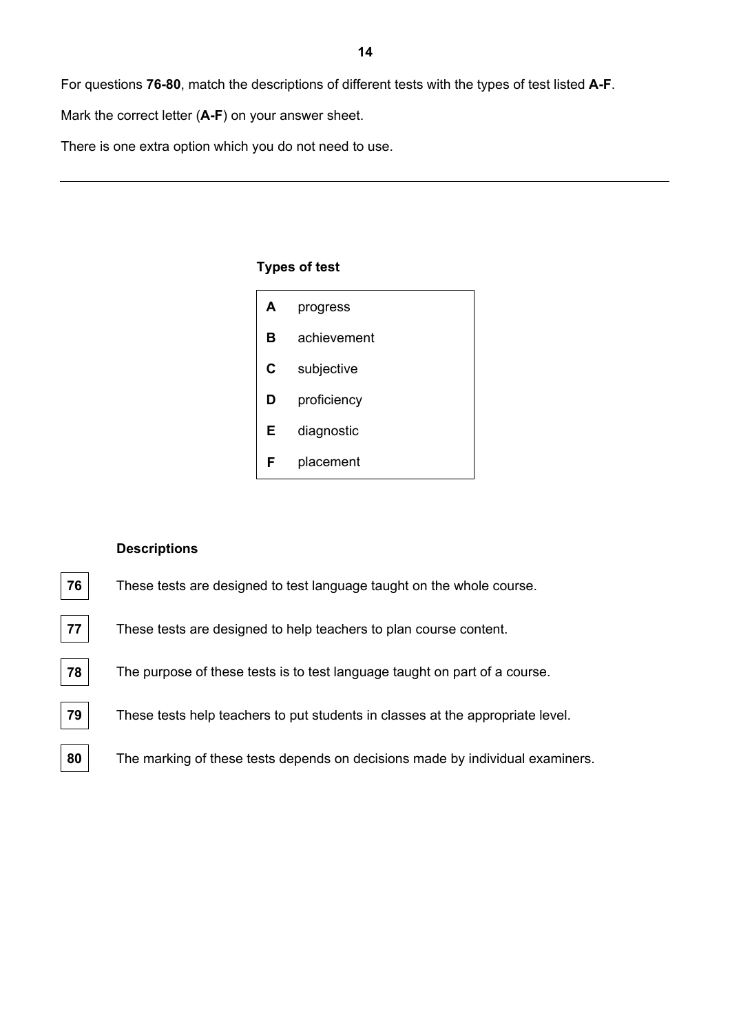For questions **76-80**, match the descriptions of different tests with the types of test listed **A-F**.

Mark the correct letter (**A-F**) on your answer sheet.

There is one extra option which you do not need to use.

---

**Types of test**

| | |
|---|---|
| **A** | progress |
| **B** | achievement |
| **C** | subjective |
| **D** | proficiency |
| **E** | diagnostic |
| **F** | placement |

**Descriptions**

**76** These tests are designed to test language taught on the whole course.

**77** These tests are designed to help teachers to plan course content.

**78** The purpose of these tests is to test language taught on part of a course.

**79** These tests help teachers to put students in classes at the appropriate level.

**80** The marking of these tests depends on decisions made by individual examiners.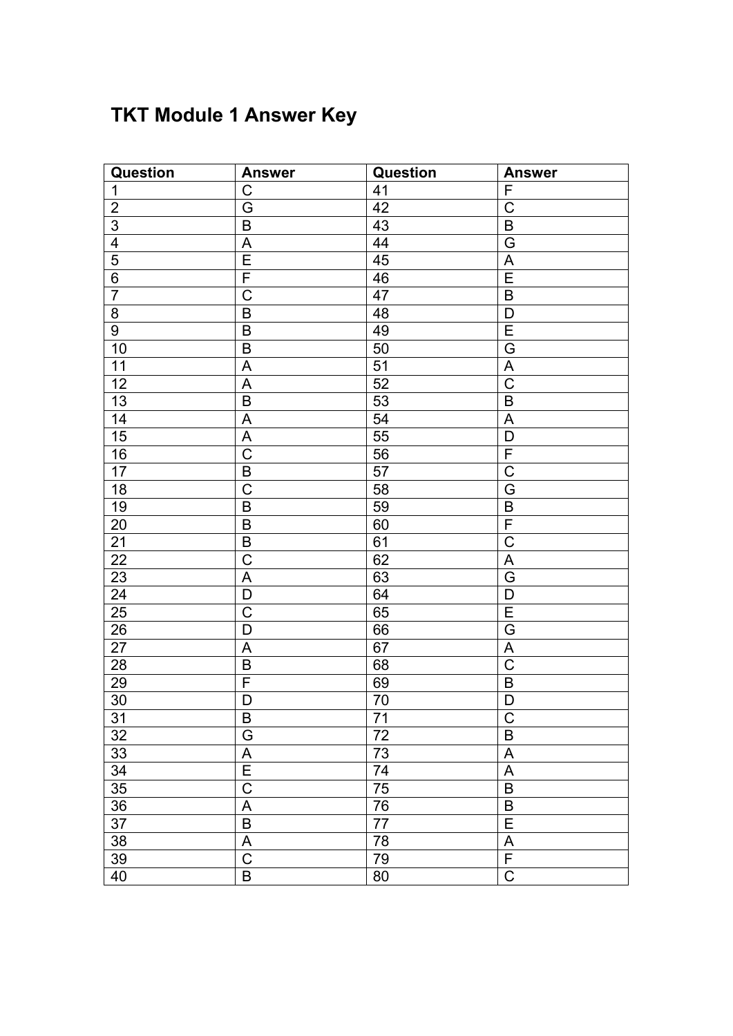# TKT Module 1 Answer Key

| Question | Answer | Question | Answer |
|---|---|---|---|
| 1 | C | 41 | F |
| 2 | G | 42 | C |
| 3 | B | 43 | B |
| 4 | A | 44 | G |
| 5 | E | 45 | A |
| 6 | F | 46 | E |
| 7 | C | 47 | B |
| 8 | B | 48 | D |
| 9 | B | 49 | E |
| 10 | B | 50 | G |
| 11 | A | 51 | A |
| 12 | A | 52 | C |
| 13 | B | 53 | B |
| 14 | A | 54 | A |
| 15 | A | 55 | D |
| 16 | C | 56 | F |
| 17 | B | 57 | C |
| 18 | C | 58 | G |
| 19 | B | 59 | B |
| 20 | B | 60 | F |
| 21 | B | 61 | C |
| 22 | C | 62 | A |
| 23 | A | 63 | G |
| 24 | D | 64 | D |
| 25 | C | 65 | E |
| 26 | D | 66 | G |
| 27 | A | 67 | A |
| 28 | B | 68 | C |
| 29 | F | 69 | B |
| 30 | D | 70 | D |
| 31 | B | 71 | C |
| 32 | G | 72 | B |
| 33 | A | 73 | A |
| 34 | E | 74 | A |
| 35 | C | 75 | B |
| 36 | A | 76 | B |
| 37 | B | 77 | E |
| 38 | A | 78 | A |
| 39 | C | 79 | F |
| 40 | B | 80 | C |